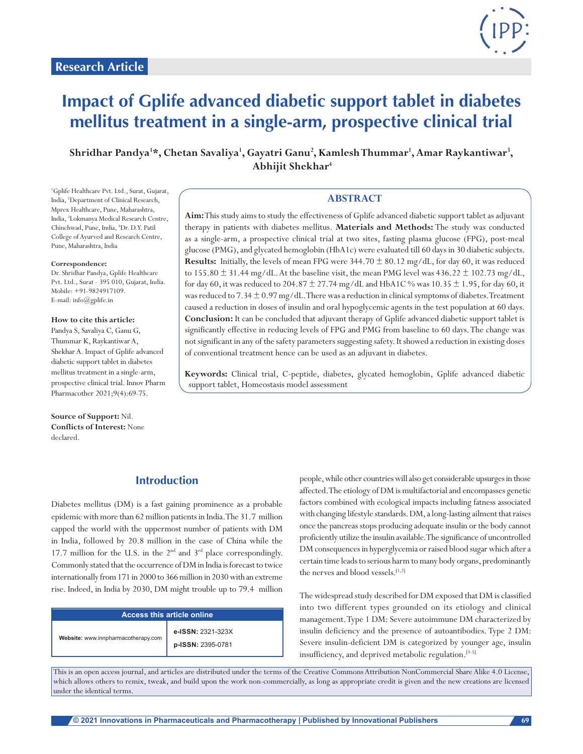Research Article

# Impact of Gplife advanced diabetic support tablet in diabetes mellitus treatment in a single-arm, prospective clinical trial

**Shridhar Pandya[1]\*, Chetan Savaliya[1], Gayatri Ganu[2], Kamlesh Thummar[1], Amar Raykantiwar[3], Abhijit Shekhar[4]**

[1]Gplife Healthcare Pvt. Ltd., Surat, Gujarat, India, [2]Department of Clinical Research, Mprex Healthcare, Pune, Maharashtra, India, [3]Lokmanya Medical Research Centre, Chinchwad, Pune, India, [4]Dr. D.Y. Patil College of Ayurved and Research Centre, Pune, Maharashtra, India

**Correspondence:**
Dr. Shridhar Pandya, Gplife Healthcare Pvt. Ltd., Surat - 395 010, Gujarat, India.
Mobile: +91-9824917109.
E-mail: info@gplife.in

**How to cite this article:**
Pandya S, Savaliya C, Ganu G, Thummar K, Raykantiwar A, Shekhar A. Impact of Gplife advanced diabetic support tablet in diabetes mellitus treatment in a single-arm, prospective clinical trial. Innov Pharm Pharmacother 2021;9(4):69-75.

**Source of Support:** Nil.
**Conflicts of Interest:** None declared.

## ABSTRACT

**Aim:** This study aims to study the effectiveness of Gplife advanced diabetic support tablet as adjuvant therapy in patients with diabetes mellitus. **Materials and Methods:** The study was conducted as a single-arm, a prospective clinical trial at two sites, fasting plasma glucose (FPG), post-meal glucose (PMG), and glycated hemoglobin (HbA1c) were evaluated till 60 days in 30 diabetic subjects. **Results:** Initially, the levels of mean FPG were 344.70 ± 80.12 mg/dL, for day 60, it was reduced to 155.80 ± 31.44 mg/dL. At the baseline visit, the mean PMG level was 436.22 ± 102.73 mg/dL, for day 60, it was reduced to 204.87 ± 27.74 mg/dL and HbA1C % was 10.35 ± 1.95, for day 60, it was reduced to 7.34 ± 0.97 mg/dL. There was a reduction in clinical symptoms of diabetes. Treatment caused a reduction in doses of insulin and oral hypoglycemic agents in the test population at 60 days. **Conclusion:** It can be concluded that adjuvant therapy of Gplife advanced diabetic support tablet is significantly effective in reducing levels of FPG and PMG from baseline to 60 days. The change was not significant in any of the safety parameters suggesting safety. It showed a reduction in existing doses of conventional treatment hence can be used as an adjuvant in diabetes.

**Keywords:** Clinical trial, C-peptide, diabetes, glycated hemoglobin, Gplife advanced diabetic support tablet, Homeostasis model assessment

## Introduction

Diabetes mellitus (DM) is a fast gaining prominence as a probable epidemic with more than 62 million patients in India. The 31.7 million capped the world with the uppermost number of patients with DM in India, followed by 20.8 million in the case of China while the 17.7 million for the U.S. in the 2nd and 3rd place correspondingly. Commonly stated that the occurrence of DM in India is forecast to twice internationally from 171 in 2000 to 366 million in 2030 with an extreme rise. Indeed, in India by 2030, DM might trouble up to 79.4 million people, while other countries will also get considerable upsurges in those affected. The etiology of DM is multifactorial and encompasses genetic factors combined with ecological impacts including fatness associated with changing lifestyle standards. DM, a long-lasting ailment that raises once the pancreas stops producing adequate insulin or the body cannot proficiently utilize the insulin available. The significance of uncontrolled DM consequences in hyperglycemia or raised blood sugar which after a certain time leads to serious harm to many body organs, predominantly the nerves and blood vessels.[1,2]

The widespread study described for DM exposed that DM is classified into two different types grounded on its etiology and clinical management. Type 1 DM: Severe autoimmune DM characterized by insulin deficiency and the presence of autoantibodies. Type 2 DM: Severe insulin-deficient DM is categorized by younger age, insulin insufficiency, and deprived metabolic regulation.[3-5]

| Access this article online | |
|---|---|
| Website: www.innpharmacotherapy.com | e-ISSN: 2321-323X<br>p-ISSN: 2395-0781 |

This is an open access journal, and articles are distributed under the terms of the Creative Commons Attribution NonCommercial Share Alike 4.0 License, which allows others to remix, tweak, and build upon the work non-commercially, as long as appropriate credit is given and the new creations are licensed under the identical terms.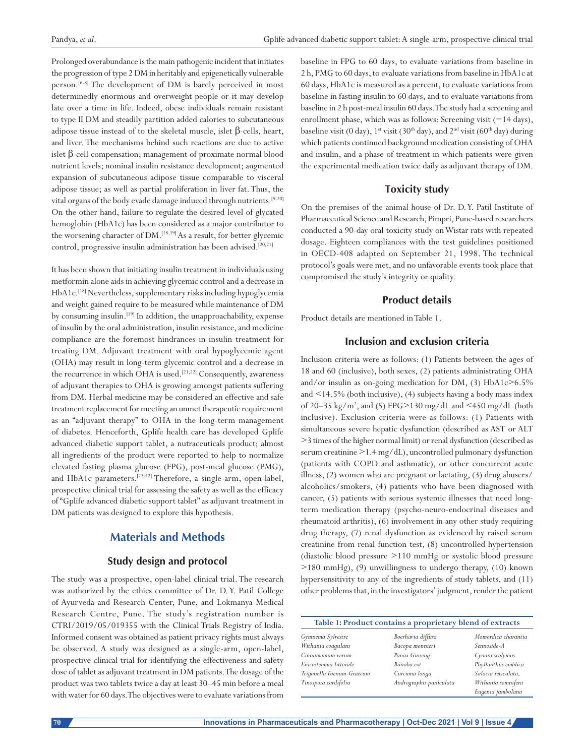Prolonged overabundance is the main pathogenic incident that initiates the progression of type 2 DM in heritably and epigenetically vulnerable person.[6-8] The development of DM is barely perceived in most determinedly enormous and overweight people or it may develop late over a time in life. Indeed, obese individuals remain resistant to type II DM and steadily partition added calories to subcutaneous adipose tissue instead of to the skeletal muscle, islet β-cells, heart, and liver. The mechanisms behind such reactions are due to active islet β-cell compensation; management of proximate normal blood nutrient levels; nominal insulin resistance development; augmented expansion of subcutaneous adipose tissue comparable to visceral adipose tissue; as well as partial proliferation in liver fat. Thus, the vital organs of the body evade damage induced through nutrients.[9-20] On the other hand, failure to regulate the desired level of glycated hemoglobin (HbA1c) has been considered as a major contributor to the worsening character of DM.[18,19] As a result, for better glycemic control, progressive insulin administration has been advised.[20,21]

It has been shown that initiating insulin treatment in individuals using metformin alone aids in achieving glycemic control and a decrease in HbA1c.[18] Nevertheless, supplementary risks including hypoglycemia and weight gained require to be measured while maintenance of DM by consuming insulin.[19] In addition, the unapproachability, expense of insulin by the oral administration, insulin resistance, and medicine compliance are the foremost hindrances in insulin treatment for treating DM. Adjuvant treatment with oral hypoglycemic agent (OHA) may result in long-term glycemic control and a decrease in the recurrence in which OHA is used.[21,22] Consequently, awareness of adjuvant therapies to OHA is growing amongst patients suffering from DM. Herbal medicine may be considered an effective and safe treatment replacement for meeting an unmet therapeutic requirement as an "adjuvant therapy" to OHA in the long-term management of diabetes. Henceforth, Gplife health care has developed Gplife advanced diabetic support tablet, a nutraceuticals product; almost all ingredients of the product were reported to help to normalize elevated fasting plasma glucose (FPG), post-meal glucose (PMG), and HbA1c parameters.[23-42] Therefore, a single-arm, open-label, prospective clinical trial for assessing the safety as well as the efficacy of "Gplife advanced diabetic support tablet" as adjuvant treatment in DM patients was designed to explore this hypothesis.

## Materials and Methods

### Study design and protocol

The study was a prospective, open-label clinical trial. The research was authorized by the ethics committee of Dr. D. Y. Patil College of Ayurveda and Research Center, Pune, and Lokmanya Medical Research Centre, Pune. The study's registration number is CTRI/2019/05/019355 with the Clinical Trials Registry of India. Informed consent was obtained as patient privacy rights must always be observed. A study was designed as a single-arm, open-label, prospective clinical trial for identifying the effectiveness and safety dose of tablet as adjuvant treatment in DM patients. The dosage of the product was two tablets twice a day at least 30–45 min before a meal with water for 60 days. The objectives were to evaluate variations from baseline in FPG to 60 days, to evaluate variations from baseline in 2 h, PMG to 60 days, to evaluate variations from baseline in HbA1c at 60 days, HbA1c is measured as a percent, to evaluate variations from baseline in fasting insulin to 60 days, and to evaluate variations from baseline in 2 h post-meal insulin 60 days. The study had a screening and enrollment phase, which was as follows: Screening visit (−14 days), baseline visit (0 day), 1st visit (30th day), and 2nd visit (60th day) during which patients continued background medication consisting of OHA and insulin, and a phase of treatment in which patients were given the experimental medication twice daily as adjuvant therapy of DM.

### Toxicity study

On the premises of the animal house of Dr. D. Y. Patil Institute of Pharmaceutical Science and Research, Pimpri, Pune-based researchers conducted a 90-day oral toxicity study on Wistar rats with repeated dosage. Eighteen compliances with the test guidelines positioned in OECD-408 adapted on September 21, 1998. The technical protocol's goals were met, and no unfavorable events took place that compromised the study's integrity or quality.

### Product details

Product details are mentioned in Table 1.

### Inclusion and exclusion criteria

Inclusion criteria were as follows: (1) Patients between the ages of 18 and 60 (inclusive), both sexes, (2) patients administrating OHA and/or insulin as on-going medication for DM, (3) HbA1c>6.5% and <14.5% (both inclusive), (4) subjects having a body mass index of 20–35 kg/m$^2$, and (5) FPG>130 mg/dL and <450 mg/dL (both inclusive). Exclusion criteria were as follows: (1) Patients with simultaneous severe hepatic dysfunction (described as AST or ALT >3 times of the higher normal limit) or renal dysfunction (described as serum creatinine >1.4 mg/dL), uncontrolled pulmonary dysfunction (patients with COPD and asthmatic), or other concurrent acute illness, (2) women who are pregnant or lactating, (3) drug abusers/alcoholics/smokers, (4) patients who have been diagnosed with cancer, (5) patients with serious systemic illnesses that need long-term medication therapy (psycho-neuro-endocrinal diseases and rheumatoid arthritis), (6) involvement in any other study requiring drug therapy, (7) renal dysfunction as evidenced by raised serum creatinine from renal function test, (8) uncontrolled hypertension (diastolic blood pressure >110 mmHg or systolic blood pressure >180 mmHg), (9) unwillingness to undergo therapy, (10) known hypersensitivity to any of the ingredients of study tablets, and (11) other problems that, in the investigators' judgment, render the patient

**Table 1: Product contains a proprietary blend of extracts**

| | | |
|---|---|---|
| *Gymnema Sylvestre* | *Boerhavia diffusa* | *Momordica charantia* |
| *Withania coagulans* | *Bacopa monnieri* | *Sennoside-A* |
| *Cinnamomum verum* | *Panax Ginseng* | *Cynara scolymus* |
| *Enicostemma littorale* | *Banaba ext* | *Phyllanthus emblica* |
| *Trigonella Foenum-Graecum* | *Curcuma longa* | *Salacia reticulata,* |
| *Tinospora cordifolia* | *Andrographis paniculata* | *Withania somnifera* |
| | | *Eugenia jambolana* |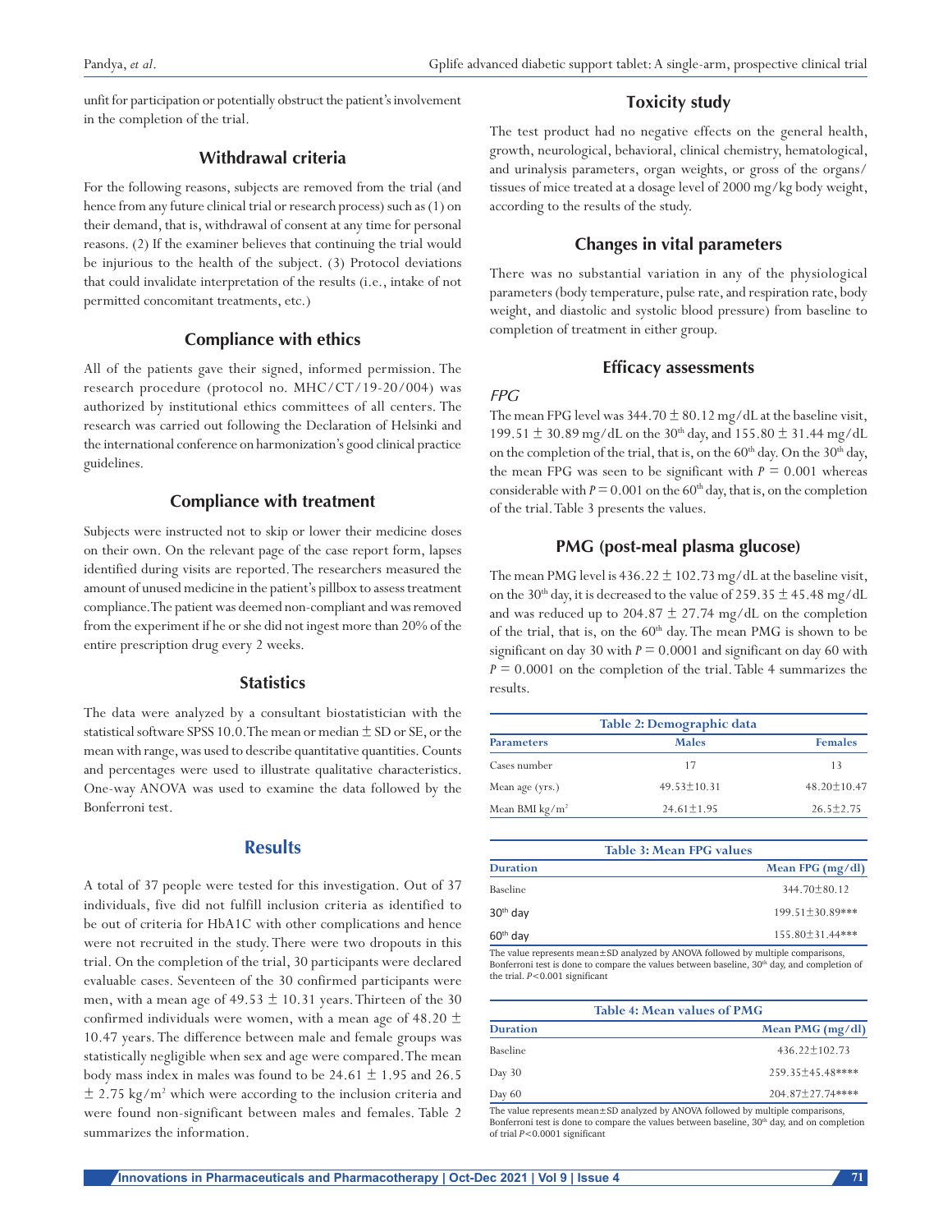unfit for participation or potentially obstruct the patient's involvement in the completion of the trial.

### Withdrawal criteria

For the following reasons, subjects are removed from the trial (and hence from any future clinical trial or research process) such as (1) on their demand, that is, withdrawal of consent at any time for personal reasons. (2) If the examiner believes that continuing the trial would be injurious to the health of the subject. (3) Protocol deviations that could invalidate interpretation of the results (i.e., intake of not permitted concomitant treatments, etc.)

### Compliance with ethics

All of the patients gave their signed, informed permission. The research procedure (protocol no. MHC/CT/19-20/004) was authorized by institutional ethics committees of all centers. The research was carried out following the Declaration of Helsinki and the international conference on harmonization's good clinical practice guidelines.

### Compliance with treatment

Subjects were instructed not to skip or lower their medicine doses on their own. On the relevant page of the case report form, lapses identified during visits are reported. The researchers measured the amount of unused medicine in the patient's pillbox to assess treatment compliance. The patient was deemed non-compliant and was removed from the experiment if he or she did not ingest more than 20% of the entire prescription drug every 2 weeks.

### Statistics

The data were analyzed by a consultant biostatistician with the statistical software SPSS 10.0. The mean or median ± SD or SE, or the mean with range, was used to describe quantitative quantities. Counts and percentages were used to illustrate qualitative characteristics. One-way ANOVA was used to examine the data followed by the Bonferroni test.

## Results

A total of 37 people were tested for this investigation. Out of 37 individuals, five did not fulfill inclusion criteria as identified to be out of criteria for HbA1C with other complications and hence were not recruited in the study. There were two dropouts in this trial. On the completion of the trial, 30 participants were declared evaluable cases. Seventeen of the 30 confirmed participants were men, with a mean age of 49.53 ± 10.31 years. Thirteen of the 30 confirmed individuals were women, with a mean age of 48.20 ± 10.47 years. The difference between male and female groups was statistically negligible when sex and age were compared. The mean body mass index in males was found to be 24.61 ± 1.95 and 26.5 ± 2.75 kg/m$^2$ which were according to the inclusion criteria and were found non-significant between males and females. Table 2 summarizes the information.

### Toxicity study

The test product had no negative effects on the general health, growth, neurological, behavioral, clinical chemistry, hematological, and urinalysis parameters, organ weights, or gross of the organs/tissues of mice treated at a dosage level of 2000 mg/kg body weight, according to the results of the study.

### Changes in vital parameters

There was no substantial variation in any of the physiological parameters (body temperature, pulse rate, and respiration rate, body weight, and diastolic and systolic blood pressure) from baseline to completion of treatment in either group.

### Efficacy assessments

#### *FPG*

The mean FPG level was 344.70 ± 80.12 mg/dL at the baseline visit, 199.51 ± 30.89 mg/dL on the 30th day, and 155.80 ± 31.44 mg/dL on the completion of the trial, that is, on the 60th day. On the 30th day, the mean FPG was seen to be significant with $P = 0.001$ whereas considerable with $P = 0.001$ on the 60th day, that is, on the completion of the trial. Table 3 presents the values.

### PMG (post-meal plasma glucose)

The mean PMG level is 436.22 ± 102.73 mg/dL at the baseline visit, on the 30th day, it is decreased to the value of 259.35 ± 45.48 mg/dL and was reduced up to 204.87 ± 27.74 mg/dL on the completion of the trial, that is, on the 60th day. The mean PMG is shown to be significant on day 30 with $P = 0.0001$ and significant on day 60 with $P = 0.0001$ on the completion of the trial. Table 4 summarizes the results.

**Table 2: Demographic data**

| Parameters | Males | Females |
|---|---|---|
| Cases number | 17 | 13 |
| Mean age (yrs.) | 49.53±10.31 | 48.20±10.47 |
| Mean BMI kg/m$^2$ | 24.61±1.95 | 26.5±2.75 |

**Table 3: Mean FPG values**

| Duration | Mean FPG (mg/dl) |
|---|---|
| Baseline | 344.70±80.12 |
| 30th day | 199.51±30.89*** |
| 60th day | 155.80±31.44*** |

The value represents mean±SD analyzed by ANOVA followed by multiple comparisons, Bonferroni test is done to compare the values between baseline, 30th day, and completion of the trial. $P<0.001$ significant

**Table 4: Mean values of PMG**

| Duration | Mean PMG (mg/dl) |
|---|---|
| Baseline | 436.22±102.73 |
| Day 30 | 259.35±45.48**** |
| Day 60 | 204.87±27.74**** |

The value represents mean±SD analyzed by ANOVA followed by multiple comparisons, Bonferroni test is done to compare the values between baseline, 30th day, and on completion of trial $P<0.0001$ significant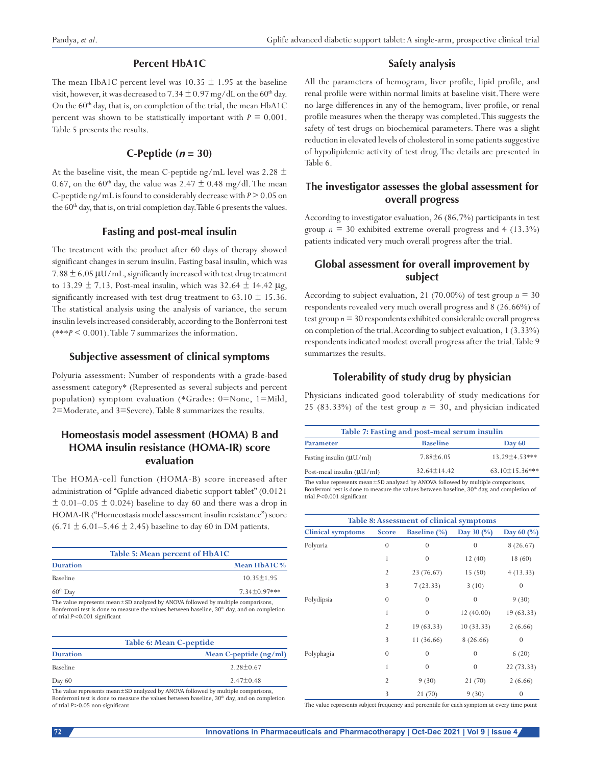## Percent HbA1C

The mean HbA1C percent level was 10.35 ± 1.95 at the baseline visit, however, it was decreased to 7.34 ± 0.97 mg/dL on the 60th day. On the 60th day, that is, on completion of the trial, the mean HbA1C percent was shown to be statistically important with $P = 0.001$. Table 5 presents the results.

## C-Peptide ($n = 30$)

At the baseline visit, the mean C-peptide ng/mL level was 2.28 ± 0.67, on the 60th day, the value was 2.47 ± 0.48 mg/dl. The mean C-peptide ng/mL is found to considerably decrease with $P > 0.05$ on the 60th day, that is, on trial completion day. Table 6 presents the values.

## Fasting and post-meal insulin

The treatment with the product after 60 days of therapy showed significant changes in serum insulin. Fasting basal insulin, which was 7.88 ± 6.05 μU/mL, significantly increased with test drug treatment to 13.29 ± 7.13. Post-meal insulin, which was 32.64 ± 14.42 μg, significantly increased with test drug treatment to 63.10 ± 15.36. The statistical analysis using the analysis of variance, the serum insulin levels increased considerably, according to the Bonferroni test (***$P < 0.001$). Table 7 summarizes the information.

## Subjective assessment of clinical symptoms

Polyuria assessment: Number of respondents with a grade-based assessment category* (Represented as several subjects and percent population) symptom evaluation (*Grades: 0=None, 1=Mild, 2=Moderate, and 3=Severe). Table 8 summarizes the results.

## Homeostasis model assessment (HOMA) B and HOMA insulin resistance (HOMA-IR) score evaluation

The HOMA-cell function (HOMA-B) score increased after administration of "Gplife advanced diabetic support tablet" (0.0121 ± 0.01–0.05 ± 0.024) baseline to day 60 and there was a drop in HOMA-IR ("Homeostasis model assessment insulin resistance") score (6.71 ± 6.01–5.46 ± 2.45) baseline to day 60 in DM patients.

**Table 5: Mean percent of HbA1C**

| Duration | Mean HbA1C % |
|---|---|
| Baseline | 10.35±1.95 |
| 60th Day | 7.34±0.97*** |

The value represents mean±SD analyzed by ANOVA followed by multiple comparisons, Bonferroni test is done to measure the values between baseline, 30th day, and on completion of trial $P<0.001$ significant

**Table 6: Mean C-peptide**

| Duration | Mean C-peptide (ng/ml) |
|---|---|
| Baseline | 2.28±0.67 |
| Day 60 | 2.47±0.48 |

The value represents mean±SD analyzed by ANOVA followed by multiple comparisons, Bonferroni test is done to measure the values between baseline, 30th day, and on completion of trial $P>0.05$ non-significant

## Safety analysis

All the parameters of hemogram, liver profile, lipid profile, and renal profile were within normal limits at baseline visit. There were no large differences in any of the hemogram, liver profile, or renal profile measures when the therapy was completed. This suggests the safety of test drugs on biochemical parameters. There was a slight reduction in elevated levels of cholesterol in some patients suggestive of hypolipidemic activity of test drug. The details are presented in Table 6.

## The investigator assesses the global assessment for overall progress

According to investigator evaluation, 26 (86.7%) participants in test group $n = 30$ exhibited extreme overall progress and 4 (13.3%) patients indicated very much overall progress after the trial.

## Global assessment for overall improvement by subject

According to subject evaluation, 21 (70.00%) of test group $n = 30$ respondents revealed very much overall progress and 8 (26.66%) of test group $n = 30$ respondents exhibited considerable overall progress on completion of the trial. According to subject evaluation, 1 (3.33%) respondents indicated modest overall progress after the trial. Table 9 summarizes the results.

## Tolerability of study drug by physician

Physicians indicated good tolerability of study medications for 25 (83.33%) of the test group $n = 30$, and physician indicated

**Table 7: Fasting and post-meal serum insulin**

| Parameter | Baseline | Day 60 |
|---|---|---|
| Fasting insulin (μU/ml) | 7.88±6.05 | 13.29±4.53*** |
| Post-meal insulin (μU/ml) | 32.64±14.42 | 63.10±15.36*** |

The value represents mean±SD analyzed by ANOVA followed by multiple comparisons, Bonferroni test is done to measure the values between baseline, 30th day, and completion of trial $P<0.001$ significant

**Table 8: Assessment of clinical symptoms**

| Clinical symptoms | Score | Baseline (%) | Day 30 (%) | Day 60 (%) |
|---|---|---|---|---|
| Polyuria | 0 | 0 | 0 | 8 (26.67) |
| | 1 | 0 | 12 (40) | 18 (60) |
| | 2 | 23 (76.67) | 15 (50) | 4 (13.33) |
| | 3 | 7 (23.33) | 3 (10) | 0 |
| Polydipsia | 0 | 0 | 0 | 9 (30) |
| | 1 | 0 | 12 (40.00) | 19 (63.33) |
| | 2 | 19 (63.33) | 10 (33.33) | 2 (6.66) |
| | 3 | 11 (36.66) | 8 (26.66) | 0 |
| Polyphagia | 0 | 0 | 0 | 6 (20) |
| | 1 | 0 | 0 | 22 (73.33) |
| | 2 | 9 (30) | 21 (70) | 2 (6.66) |
| | 3 | 21 (70) | 9 (30) | 0 |

The value represents subject frequency and percentile for each symptom at every time point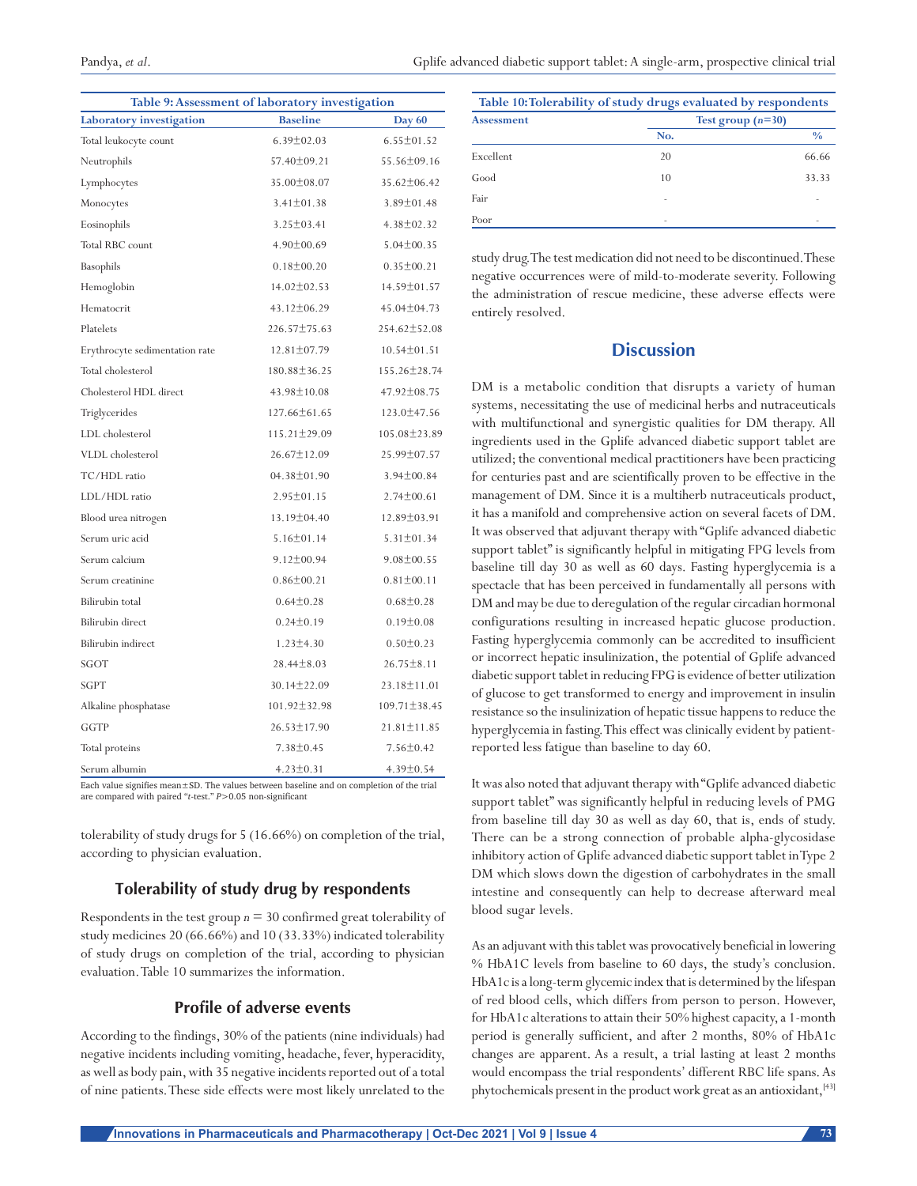| Table 9: Assessment of laboratory investigation | | |
|---|---|---|
| **Laboratory investigation** | **Baseline** | **Day 60** |
| Total leukocyte count | 6.39±02.03 | 6.55±01.52 |
| Neutrophils | 57.40±09.21 | 55.56±09.16 |
| Lymphocytes | 35.00±08.07 | 35.62±06.42 |
| Monocytes | 3.41±01.38 | 3.89±01.48 |
| Eosinophils | 3.25±03.41 | 4.38±02.32 |
| Total RBC count | 4.90±00.69 | 5.04±00.35 |
| Basophils | 0.18±00.20 | 0.35±00.21 |
| Hemoglobin | 14.02±02.53 | 14.59±01.57 |
| Hematocrit | 43.12±06.29 | 45.04±04.73 |
| Platelets | 226.57±75.63 | 254.62±52.08 |
| Erythrocyte sedimentation rate | 12.81±07.79 | 10.54±01.51 |
| Total cholesterol | 180.88±36.25 | 155.26±28.74 |
| Cholesterol HDL direct | 43.98±10.08 | 47.92±08.75 |
| Triglycerides | 127.66±61.65 | 123.0±47.56 |
| LDL cholesterol | 115.21±29.09 | 105.08±23.89 |
| VLDL cholesterol | 26.67±12.09 | 25.99±07.57 |
| TC/HDL ratio | 04.38±01.90 | 3.94±00.84 |
| LDL/HDL ratio | 2.95±01.15 | 2.74±00.61 |
| Blood urea nitrogen | 13.19±04.40 | 12.89±03.91 |
| Serum uric acid | 5.16±01.14 | 5.31±01.34 |
| Serum calcium | 9.12±00.94 | 9.08±00.55 |
| Serum creatinine | 0.86±00.21 | 0.81±00.11 |
| Bilirubin total | 0.64±0.28 | 0.68±0.28 |
| Bilirubin direct | 0.24±0.19 | 0.19±0.08 |
| Bilirubin indirect | 1.23±4.30 | 0.50±0.23 |
| SGOT | 28.44±8.03 | 26.75±8.11 |
| SGPT | 30.14±22.09 | 23.18±11.01 |
| Alkaline phosphatase | 101.92±32.98 | 109.71±38.45 |
| GGTP | 26.53±17.90 | 21.81±11.85 |
| Total proteins | 7.38±0.45 | 7.56±0.42 |
| Serum albumin | 4.23±0.31 | 4.39±0.54 |

Each value signifies mean±SD. The values between baseline and on completion of the trial are compared with paired "*t*-test." $P>0.05$ non-significant

tolerability of study drugs for 5 (16.66%) on completion of the trial, according to physician evaluation.

## Tolerability of study drug by respondents

Respondents in the test group $n = 30$ confirmed great tolerability of study medicines 20 (66.66%) and 10 (33.33%) indicated tolerability of study drugs on completion of the trial, according to physician evaluation. Table 10 summarizes the information.

## Profile of adverse events

According to the findings, 30% of the patients (nine individuals) had negative incidents including vomiting, headache, fever, hyperacidity, as well as body pain, with 35 negative incidents reported out of a total of nine patients. These side effects were most likely unrelated to the study drug. The test medication did not need to be discontinued. These negative occurrences were of mild-to-moderate severity. Following the administration of rescue medicine, these adverse effects were entirely resolved.

| Table 10: Tolerability of study drugs evaluated by respondents | | |
|---|---|---|
| **Assessment** | **Test group ($n$=30)** | |
| | **No.** | **%** |
| Excellent | 20 | 66.66 |
| Good | 10 | 33.33 |
| Fair | - | - |
| Poor | - | - |

# Discussion

DM is a metabolic condition that disrupts a variety of human systems, necessitating the use of medicinal herbs and nutraceuticals with multifunctional and synergistic qualities for DM therapy. All ingredients used in the Gplife advanced diabetic support tablet are utilized; the conventional medical practitioners have been practicing for centuries past and are scientifically proven to be effective in the management of DM. Since it is a multiherb nutraceuticals product, it has a manifold and comprehensive action on several facets of DM. It was observed that adjuvant therapy with "Gplife advanced diabetic support tablet" is significantly helpful in mitigating FPG levels from baseline till day 30 as well as 60 days. Fasting hyperglycemia is a spectacle that has been perceived in fundamentally all persons with DM and may be due to deregulation of the regular circadian hormonal configurations resulting in increased hepatic glucose production. Fasting hyperglycemia commonly can be accredited to insufficient or incorrect hepatic insulinization, the potential of Gplife advanced diabetic support tablet in reducing FPG is evidence of better utilization of glucose to get transformed to energy and improvement in insulin resistance so the insulinization of hepatic tissue happens to reduce the hyperglycemia in fasting. This effect was clinically evident by patient-reported less fatigue than baseline to day 60.

It was also noted that adjuvant therapy with "Gplife advanced diabetic support tablet" was significantly helpful in reducing levels of PMG from baseline till day 30 as well as day 60, that is, ends of study. There can be a strong connection of probable alpha-glycosidase inhibitory action of Gplife advanced diabetic support tablet in Type 2 DM which slows down the digestion of carbohydrates in the small intestine and consequently can help to decrease afterward meal blood sugar levels.

As an adjuvant with this tablet was provocatively beneficial in lowering % HbA1C levels from baseline to 60 days, the study's conclusion. HbA1c is a long-term glycemic index that is determined by the lifespan of red blood cells, which differs from person to person. However, for HbA1c alterations to attain their 50% highest capacity, a 1-month period is generally sufficient, and after 2 months, 80% of HbA1c changes are apparent. As a result, a trial lasting at least 2 months would encompass the trial respondents' different RBC life spans. As phytochemicals present in the product work great as an antioxidant,[43]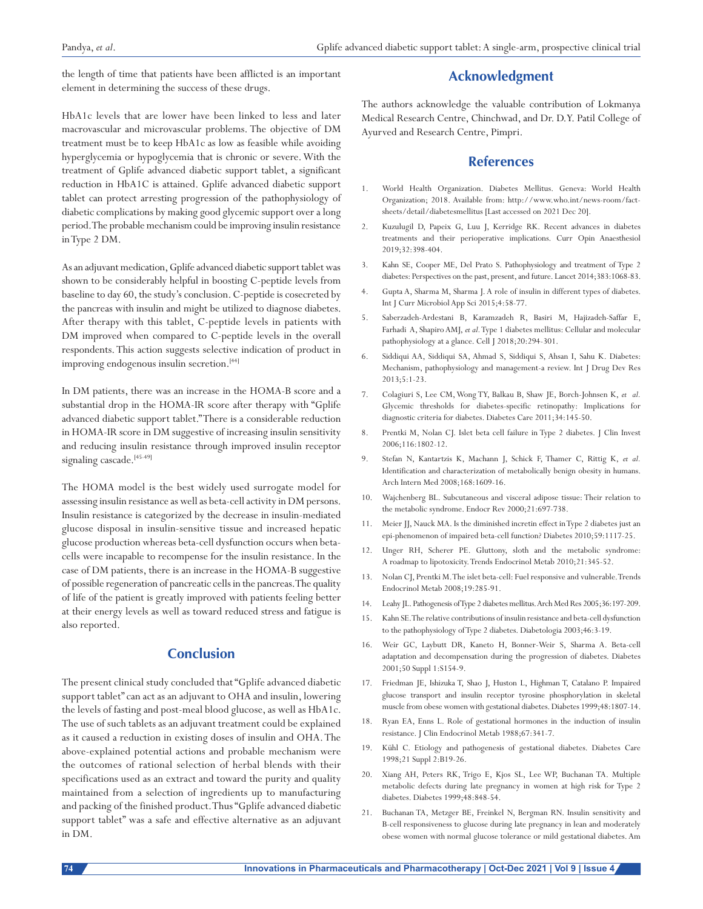the length of time that patients have been afflicted is an important element in determining the success of these drugs.

HbA1c levels that are lower have been linked to less and later macrovascular and microvascular problems. The objective of DM treatment must be to keep HbA1c as low as feasible while avoiding hyperglycemia or hypoglycemia that is chronic or severe. With the treatment of Gplife advanced diabetic support tablet, a significant reduction in HbA1C is attained. Gplife advanced diabetic support tablet can protect arresting progression of the pathophysiology of diabetic complications by making good glycemic support over a long period. The probable mechanism could be improving insulin resistance in Type 2 DM.

As an adjuvant medication, Gplife advanced diabetic support tablet was shown to be considerably helpful in boosting C-peptide levels from baseline to day 60, the study's conclusion. C-peptide is cosecreted by the pancreas with insulin and might be utilized to diagnose diabetes. After therapy with this tablet, C-peptide levels in patients with DM improved when compared to C-peptide levels in the overall respondents. This action suggests selective indication of product in improving endogenous insulin secretion.[44]

In DM patients, there was an increase in the HOMA-B score and a substantial drop in the HOMA-IR score after therapy with "Gplife advanced diabetic support tablet." There is a considerable reduction in HOMA-IR score in DM suggestive of increasing insulin sensitivity and reducing insulin resistance through improved insulin receptor signaling cascade.[45-49]

The HOMA model is the best widely used surrogate model for assessing insulin resistance as well as beta-cell activity in DM persons. Insulin resistance is categorized by the decrease in insulin-mediated glucose disposal in insulin-sensitive tissue and increased hepatic glucose production whereas beta-cell dysfunction occurs when beta-cells were incapable to recompense for the insulin resistance. In the case of DM patients, there is an increase in the HOMA-B suggestive of possible regeneration of pancreatic cells in the pancreas. The quality of life of the patient is greatly improved with patients feeling better at their energy levels as well as toward reduced stress and fatigue is also reported.

## Conclusion

The present clinical study concluded that "Gplife advanced diabetic support tablet" can act as an adjuvant to OHA and insulin, lowering the levels of fasting and post-meal blood glucose, as well as HbA1c. The use of such tablets as an adjuvant treatment could be explained as it caused a reduction in existing doses of insulin and OHA. The above-explained potential actions and probable mechanism were the outcomes of rational selection of herbal blends with their specifications used as an extract and toward the purity and quality maintained from a selection of ingredients up to manufacturing and packing of the finished product. Thus "Gplife advanced diabetic support tablet" was a safe and effective alternative as an adjuvant in DM.

## Acknowledgment

The authors acknowledge the valuable contribution of Lokmanya Medical Research Centre, Chinchwad, and Dr. D.Y. Patil College of Ayurved and Research Centre, Pimpri.

## References

1. World Health Organization. Diabetes Mellitus. Geneva: World Health Organization; 2018. Available from: http://www.who.int/news-room/fact-sheets/detail/diabetesmellitus [Last accessed on 2021 Dec 20].
2. Kuzulugil D, Papeix G, Luu J, Kerridge RK. Recent advances in diabetes treatments and their perioperative implications. Curr Opin Anaesthesiol 2019;32:398-404.
3. Kahn SE, Cooper ME, Del Prato S. Pathophysiology and treatment of Type 2 diabetes: Perspectives on the past, present, and future. Lancet 2014;383:1068-83.
4. Gupta A, Sharma M, Sharma J. A role of insulin in different types of diabetes. Int J Curr Microbiol App Sci 2015;4:58-77.
5. Saberzadeh-Ardestani B, Karamzadeh R, Basiri M, Hajizadeh-Saffar E, Farhadi A, Shapiro AMJ, *et al*. Type 1 diabetes mellitus: Cellular and molecular pathophysiology at a glance. Cell J 2018;20:294-301.
6. Siddiqui AA, Siddiqui SA, Ahmad S, Siddiqui S, Ahsan I, Sahu K. Diabetes: Mechanism, pathophysiology and management-a review. Int J Drug Dev Res 2013;5:1-23.
7. Colagiuri S, Lee CM, Wong TY, Balkau B, Shaw JE, Borch-Johnsen K, *et al*. Glycemic thresholds for diabetes-specific retinopathy: Implications for diagnostic criteria for diabetes. Diabetes Care 2011;34:145-50.
8. Prentki M, Nolan CJ. Islet beta cell failure in Type 2 diabetes. J Clin Invest 2006;116:1802-12.
9. Stefan N, Kantartzis K, Machann J, Schick F, Thamer C, Rittig K, *et al*. Identification and characterization of metabolically benign obesity in humans. Arch Intern Med 2008;168:1609-16.
10. Wajchenberg BL. Subcutaneous and visceral adipose tissue: Their relation to the metabolic syndrome. Endocr Rev 2000;21:697-738.
11. Meier JJ, Nauck MA. Is the diminished incretin effect in Type 2 diabetes just an epi-phenomenon of impaired beta-cell function? Diabetes 2010;59:1117-25.
12. Unger RH, Scherer PE. Gluttony, sloth and the metabolic syndrome: A roadmap to lipotoxicity. Trends Endocrinol Metab 2010;21:345-52.
13. Nolan CJ, Prentki M. The islet beta-cell: Fuel responsive and vulnerable. Trends Endocrinol Metab 2008;19:285-91.
14. Leahy JL. Pathogenesis of Type 2 diabetes mellitus. Arch Med Res 2005;36:197-209.
15. Kahn SE. The relative contributions of insulin resistance and beta-cell dysfunction to the pathophysiology of Type 2 diabetes. Diabetologia 2003;46:3-19.
16. Weir GC, Laybutt DR, Kaneto H, Bonner-Weir S, Sharma A. Beta-cell adaptation and decompensation during the progression of diabetes. Diabetes 2001;50 Suppl 1:S154-9.
17. Friedman JE, Ishizuka T, Shao J, Huston L, Highman T, Catalano P. Impaired glucose transport and insulin receptor tyrosine phosphorylation in skeletal muscle from obese women with gestational diabetes. Diabetes 1999;48:1807-14.
18. Ryan EA, Enns L. Role of gestational hormones in the induction of insulin resistance. J Clin Endocrinol Metab 1988;67:341-7.
19. Kühl C. Etiology and pathogenesis of gestational diabetes. Diabetes Care 1998;21 Suppl 2:B19-26.
20. Xiang AH, Peters RK, Trigo E, Kjos SL, Lee WP, Buchanan TA. Multiple metabolic defects during late pregnancy in women at high risk for Type 2 diabetes. Diabetes 1999;48:848-54.
21. Buchanan TA, Metzger BE, Freinkel N, Bergman RN. Insulin sensitivity and B-cell responsiveness to glucose during late pregnancy in lean and moderately obese women with normal glucose tolerance or mild gestational diabetes. Am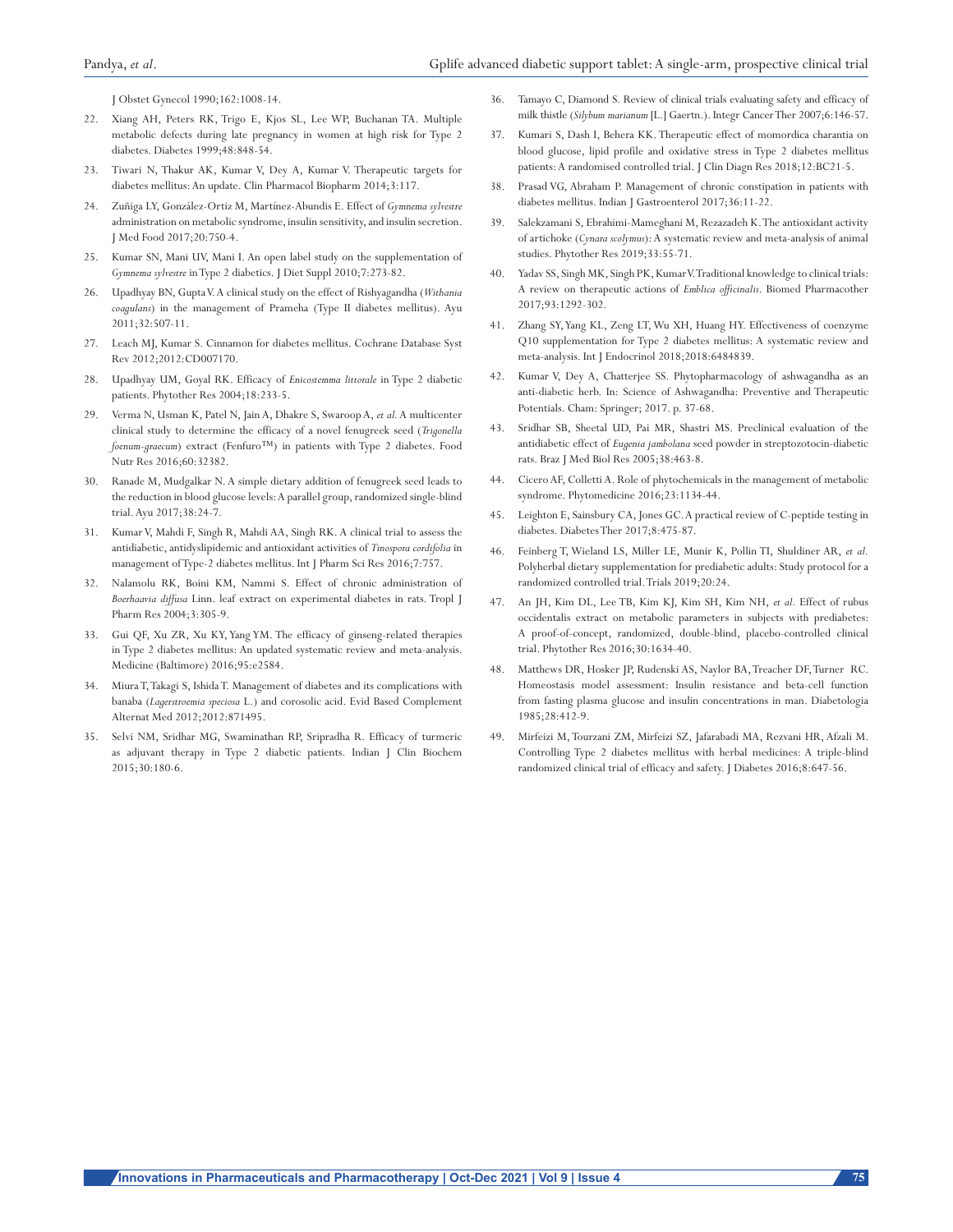J Obstet Gynecol 1990;162:1008-14.

22. Xiang AH, Peters RK, Trigo E, Kjos SL, Lee WP, Buchanan TA. Multiple metabolic defects during late pregnancy in women at high risk for Type 2 diabetes. Diabetes 1999;48:848-54.
23. Tiwari N, Thakur AK, Kumar V, Dey A, Kumar V. Therapeutic targets for diabetes mellitus: An update. Clin Pharmacol Biopharm 2014;3:117.
24. Zuñiga LY, González-Ortiz M, Martínez-Abundis E. Effect of *Gymnema sylvestre* administration on metabolic syndrome, insulin sensitivity, and insulin secretion. J Med Food 2017;20:750-4.
25. Kumar SN, Mani UV, Mani I. An open label study on the supplementation of *Gymnema sylvestre* in Type 2 diabetics. J Diet Suppl 2010;7:273-82.
26. Upadhyay BN, Gupta V. A clinical study on the effect of Rishyagandha (*Withania coagulans*) in the management of Prameha (Type II diabetes mellitus). Ayu 2011;32:507-11.
27. Leach MJ, Kumar S. Cinnamon for diabetes mellitus. Cochrane Database Syst Rev 2012;2012:CD007170.
28. Upadhyay UM, Goyal RK. Efficacy of *Enicostemma littorale* in Type 2 diabetic patients. Phytother Res 2004;18:233-5.
29. Verma N, Usman K, Patel N, Jain A, Dhakre S, Swaroop A, *et al.* A multicenter clinical study to determine the efficacy of a novel fenugreek seed (*Trigonella foenum-graecum*) extract (Fenfuro™) in patients with Type 2 diabetes. Food Nutr Res 2016;60:32382.
30. Ranade M, Mudgalkar N. A simple dietary addition of fenugreek seed leads to the reduction in blood glucose levels: A parallel group, randomized single-blind trial. Ayu 2017;38:24-7.
31. Kumar V, Mahdi F, Singh R, Mahdi AA, Singh RK. A clinical trial to assess the antidiabetic, antidyslipidemic and antioxidant activities of *Tinospora cordifolia* in management of Type-2 diabetes mellitus. Int J Pharm Sci Res 2016;7:757.
32. Nalamolu RK, Boini KM, Nammi S. Effect of chronic administration of *Boerhaavia diffusa* Linn. leaf extract on experimental diabetes in rats. Tropl J Pharm Res 2004;3:305-9.
33. Gui QF, Xu ZR, Xu KY, Yang YM. The efficacy of ginseng-related therapies in Type 2 diabetes mellitus: An updated systematic review and meta-analysis. Medicine (Baltimore) 2016;95:e2584.
34. Miura T, Takagi S, Ishida T. Management of diabetes and its complications with banaba (*Lagerstroemia speciosa* L.) and corosolic acid. Evid Based Complement Alternat Med 2012;2012:871495.
35. Selvi NM, Sridhar MG, Swaminathan RP, Sripradha R. Efficacy of turmeric as adjuvant therapy in Type 2 diabetic patients. Indian J Clin Biochem 2015;30:180-6.
36. Tamayo C, Diamond S. Review of clinical trials evaluating safety and efficacy of milk thistle (*Silybum marianum* [L.] Gaertn.). Integr Cancer Ther 2007;6:146-57.
37. Kumari S, Dash I, Behera KK. Therapeutic effect of momordica charantia on blood glucose, lipid profile and oxidative stress in Type 2 diabetes mellitus patients: A randomised controlled trial. J Clin Diagn Res 2018;12:BC21-5.
38. Prasad VG, Abraham P. Management of chronic constipation in patients with diabetes mellitus. Indian J Gastroenterol 2017;36:11-22.
39. Salekzamani S, Ebrahimi-Mameghani M, Rezazadeh K. The antioxidant activity of artichoke (*Cynara scolymus*): A systematic review and meta-analysis of animal studies. Phytother Res 2019;33:55-71.
40. Yadav SS, Singh MK, Singh PK, Kumar V. Traditional knowledge to clinical trials: A review on therapeutic actions of *Emblica officinalis*. Biomed Pharmacother 2017;93:1292-302.
41. Zhang SY, Yang KL, Zeng LT, Wu XH, Huang HY. Effectiveness of coenzyme Q10 supplementation for Type 2 diabetes mellitus: A systematic review and meta-analysis. Int J Endocrinol 2018;2018:6484839.
42. Kumar V, Dey A, Chatterjee SS. Phytopharmacology of ashwagandha as an anti-diabetic herb. In: Science of Ashwagandha: Preventive and Therapeutic Potentials. Cham: Springer; 2017. p. 37-68.
43. Sridhar SB, Sheetal UD, Pai MR, Shastri MS. Preclinical evaluation of the antidiabetic effect of *Eugenia jambolana* seed powder in streptozotocin-diabetic rats. Braz J Med Biol Res 2005;38:463-8.
44. Cicero AF, Colletti A. Role of phytochemicals in the management of metabolic syndrome. Phytomedicine 2016;23:1134-44.
45. Leighton E, Sainsbury CA, Jones GC. A practical review of C-peptide testing in diabetes. Diabetes Ther 2017;8:475-87.
46. Feinberg T, Wieland LS, Miller LE, Munir K, Pollin TI, Shuldiner AR, *et al.* Polyherbal dietary supplementation for prediabetic adults: Study protocol for a randomized controlled trial. Trials 2019;20:24.
47. An JH, Kim DL, Lee TB, Kim KJ, Kim SH, Kim NH, *et al.* Effect of rubus occidentalis extract on metabolic parameters in subjects with prediabetes: A proof-of-concept, randomized, double-blind, placebo-controlled clinical trial. Phytother Res 2016;30:1634-40.
48. Matthews DR, Hosker JP, Rudenski AS, Naylor BA, Treacher DF, Turner RC. Homeostasis model assessment: Insulin resistance and beta-cell function from fasting plasma glucose and insulin concentrations in man. Diabetologia 1985;28:412-9.
49. Mirfeizi M, Tourzani ZM, Mirfeizi SZ, Jafarabadi MA, Rezvani HR, Afzali M. Controlling Type 2 diabetes mellitus with herbal medicines: A triple-blind randomized clinical trial of efficacy and safety. J Diabetes 2016;8:647-56.